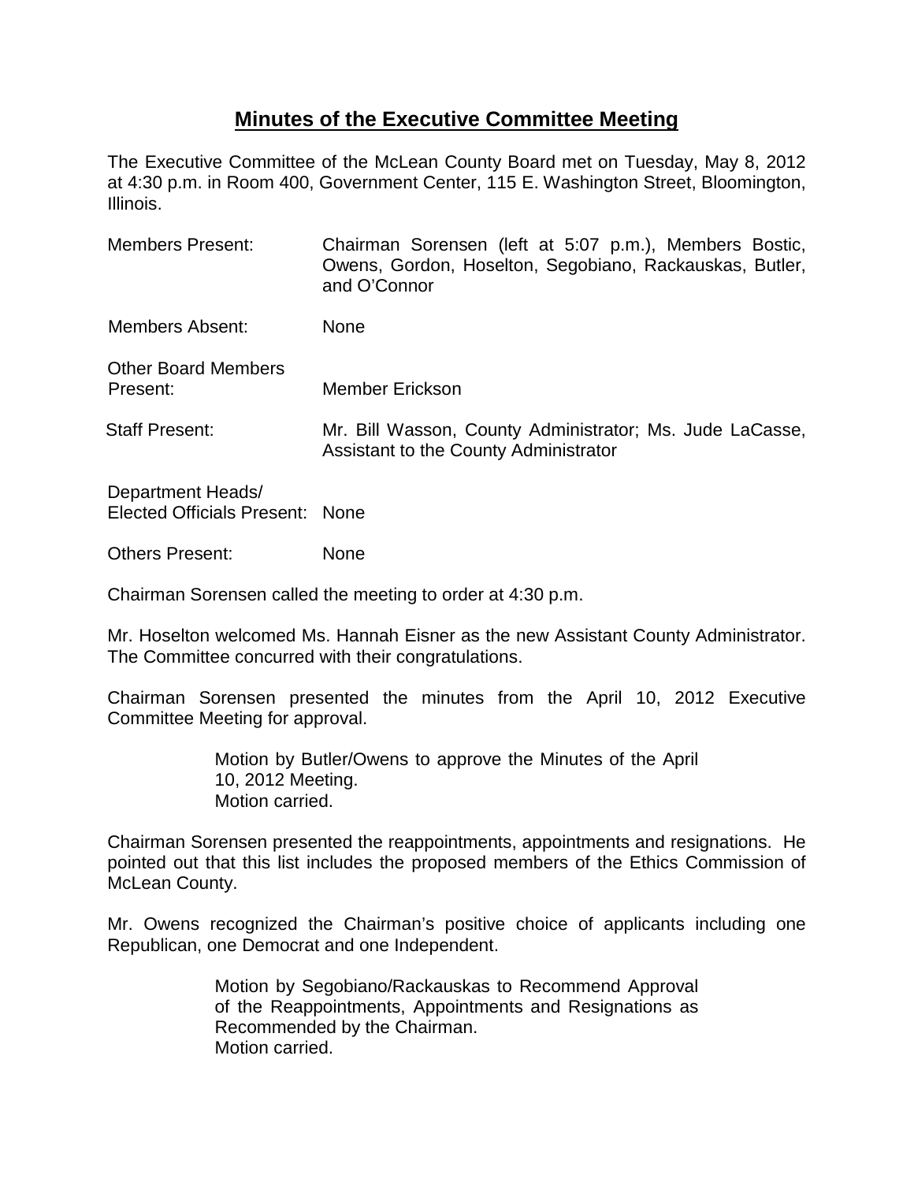# Minutes of the Executive Committee Meeting

The Executive Committee of the McLean County Board met on Tuesday, May 8, 2012 at 4:30 p.m. in Room 400, Government Center, 115 E. Washington Street, Bloomington, Illinois.

| | |
|---|---|
| Members Present: | Chairman Sorensen (left at 5:07 p.m.), Members Bostic, Owens, Gordon, Hoselton, Segobiano, Rackauskas, Butler, and O'Connor |
| Members Absent: | None |
| Other Board Members Present: | Member Erickson |
| Staff Present: | Mr. Bill Wasson, County Administrator; Ms. Jude LaCasse, Assistant to the County Administrator |
| Department Heads/ Elected Officials Present: | None |
| Others Present: | None |

Chairman Sorensen called the meeting to order at 4:30 p.m.

Mr. Hoselton welcomed Ms. Hannah Eisner as the new Assistant County Administrator. The Committee concurred with their congratulations.

Chairman Sorensen presented the minutes from the April 10, 2012 Executive Committee Meeting for approval.

> Motion by Butler/Owens to approve the Minutes of the April 10, 2012 Meeting.
> Motion carried.

Chairman Sorensen presented the reappointments, appointments and resignations. He pointed out that this list includes the proposed members of the Ethics Commission of McLean County.

Mr. Owens recognized the Chairman's positive choice of applicants including one Republican, one Democrat and one Independent.

> Motion by Segobiano/Rackauskas to Recommend Approval of the Reappointments, Appointments and Resignations as Recommended by the Chairman.
> Motion carried.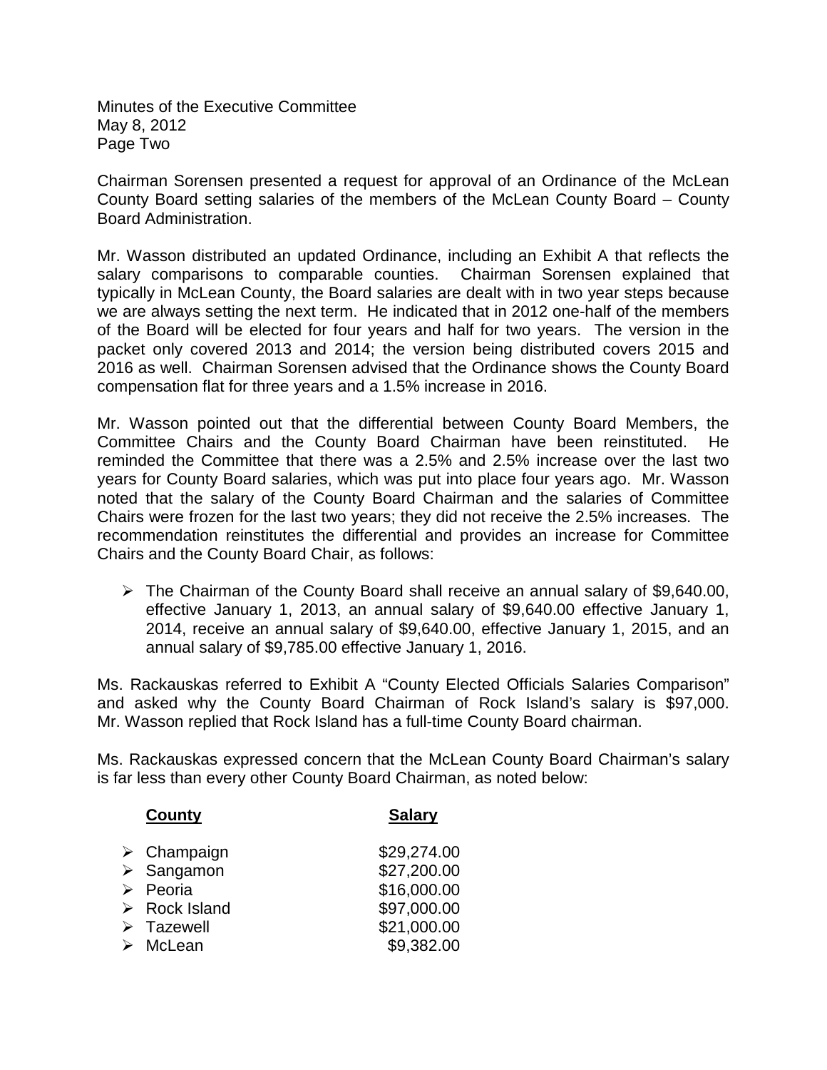Minutes of the Executive Committee
May 8, 2012

Chairman Sorensen presented a request for approval of an Ordinance of the McLean County Board setting salaries of the members of the McLean County Board – County Board Administration.

Mr. Wasson distributed an updated Ordinance, including an Exhibit A that reflects the salary comparisons to comparable counties. Chairman Sorensen explained that typically in McLean County, the Board salaries are dealt with in two year steps because we are always setting the next term. He indicated that in 2012 one-half of the members of the Board will be elected for four years and half for two years. The version in the packet only covered 2013 and 2014; the version being distributed covers 2015 and 2016 as well. Chairman Sorensen advised that the Ordinance shows the County Board compensation flat for three years and a 1.5% increase in 2016.

Mr. Wasson pointed out that the differential between County Board Members, the Committee Chairs and the County Board Chairman have been reinstituted. He reminded the Committee that there was a 2.5% and 2.5% increase over the last two years for County Board salaries, which was put into place four years ago. Mr. Wasson noted that the salary of the County Board Chairman and the salaries of Committee Chairs were frozen for the last two years; they did not receive the 2.5% increases. The recommendation reinstitutes the differential and provides an increase for Committee Chairs and the County Board Chair, as follows:

- The Chairman of the County Board shall receive an annual salary of $9,640.00, effective January 1, 2013, an annual salary of $9,640.00 effective January 1, 2014, receive an annual salary of $9,640.00, effective January 1, 2015, and an annual salary of $9,785.00 effective January 1, 2016.

Ms. Rackauskas referred to Exhibit A "County Elected Officials Salaries Comparison" and asked why the County Board Chairman of Rock Island's salary is $97,000. Mr. Wasson replied that Rock Island has a full-time County Board chairman.

Ms. Rackauskas expressed concern that the McLean County Board Chairman's salary is far less than every other County Board Chairman, as noted below:

| County | Salary |
|---|---|
| Champaign | $29,274.00 |
| Sangamon | $27,200.00 |
| Peoria | $16,000.00 |
| Rock Island | $97,000.00 |
| Tazewell | $21,000.00 |
| McLean | $9,382.00 |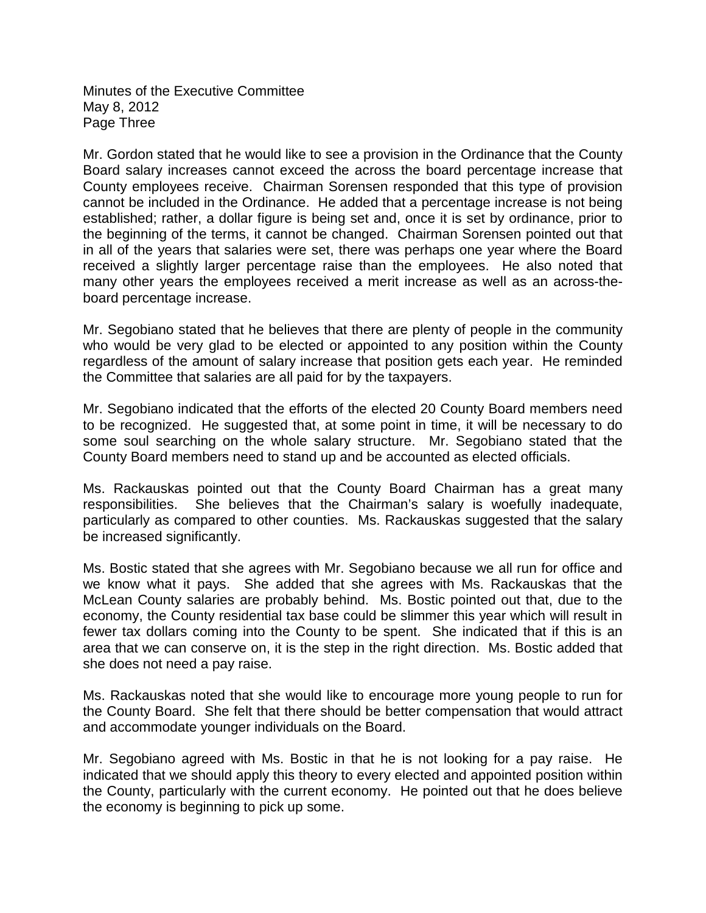Mr. Gordon stated that he would like to see a provision in the Ordinance that the County Board salary increases cannot exceed the across the board percentage increase that County employees receive. Chairman Sorensen responded that this type of provision cannot be included in the Ordinance. He added that a percentage increase is not being established; rather, a dollar figure is being set and, once it is set by ordinance, prior to the beginning of the terms, it cannot be changed. Chairman Sorensen pointed out that in all of the years that salaries were set, there was perhaps one year where the Board received a slightly larger percentage raise than the employees. He also noted that many other years the employees received a merit increase as well as an across-the-board percentage increase.

Mr. Segobiano stated that he believes that there are plenty of people in the community who would be very glad to be elected or appointed to any position within the County regardless of the amount of salary increase that position gets each year. He reminded the Committee that salaries are all paid for by the taxpayers.

Mr. Segobiano indicated that the efforts of the elected 20 County Board members need to be recognized. He suggested that, at some point in time, it will be necessary to do some soul searching on the whole salary structure. Mr. Segobiano stated that the County Board members need to stand up and be accounted as elected officials.

Ms. Rackauskas pointed out that the County Board Chairman has a great many responsibilities. She believes that the Chairman's salary is woefully inadequate, particularly as compared to other counties. Ms. Rackauskas suggested that the salary be increased significantly.

Ms. Bostic stated that she agrees with Mr. Segobiano because we all run for office and we know what it pays. She added that she agrees with Ms. Rackauskas that the McLean County salaries are probably behind. Ms. Bostic pointed out that, due to the economy, the County residential tax base could be slimmer this year which will result in fewer tax dollars coming into the County to be spent. She indicated that if this is an area that we can conserve on, it is the step in the right direction. Ms. Bostic added that she does not need a pay raise.

Ms. Rackauskas noted that she would like to encourage more young people to run for the County Board. She felt that there should be better compensation that would attract and accommodate younger individuals on the Board.

Mr. Segobiano agreed with Ms. Bostic in that he is not looking for a pay raise. He indicated that we should apply this theory to every elected and appointed position within the County, particularly with the current economy. He pointed out that he does believe the economy is beginning to pick up some.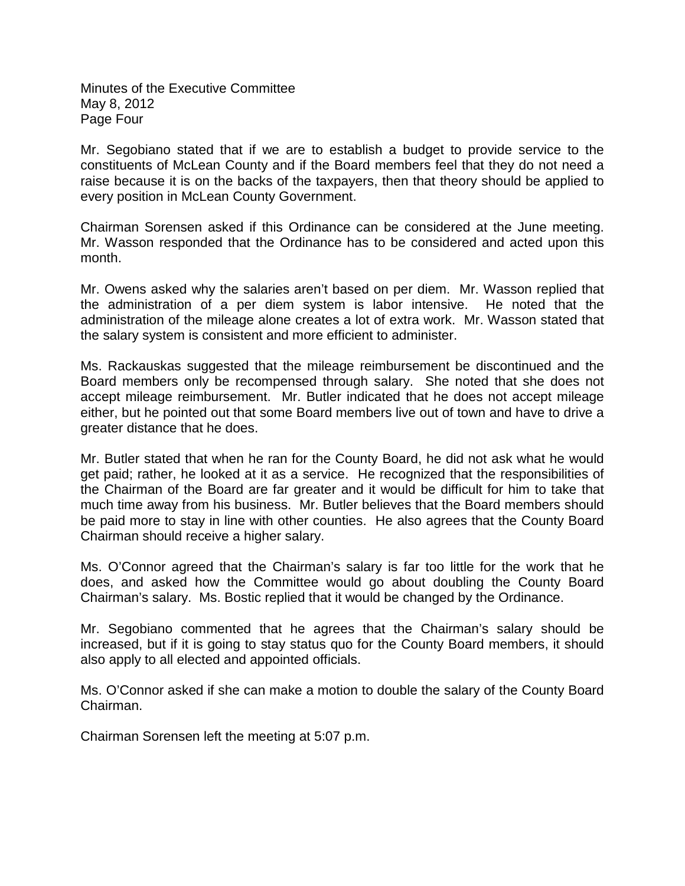Mr. Segobiano stated that if we are to establish a budget to provide service to the constituents of McLean County and if the Board members feel that they do not need a raise because it is on the backs of the taxpayers, then that theory should be applied to every position in McLean County Government.

Chairman Sorensen asked if this Ordinance can be considered at the June meeting. Mr. Wasson responded that the Ordinance has to be considered and acted upon this month.

Mr. Owens asked why the salaries aren't based on per diem. Mr. Wasson replied that the administration of a per diem system is labor intensive. He noted that the administration of the mileage alone creates a lot of extra work. Mr. Wasson stated that the salary system is consistent and more efficient to administer.

Ms. Rackauskas suggested that the mileage reimbursement be discontinued and the Board members only be recompensed through salary. She noted that she does not accept mileage reimbursement. Mr. Butler indicated that he does not accept mileage either, but he pointed out that some Board members live out of town and have to drive a greater distance that he does.

Mr. Butler stated that when he ran for the County Board, he did not ask what he would get paid; rather, he looked at it as a service. He recognized that the responsibilities of the Chairman of the Board are far greater and it would be difficult for him to take that much time away from his business. Mr. Butler believes that the Board members should be paid more to stay in line with other counties. He also agrees that the County Board Chairman should receive a higher salary.

Ms. O'Connor agreed that the Chairman's salary is far too little for the work that he does, and asked how the Committee would go about doubling the County Board Chairman's salary. Ms. Bostic replied that it would be changed by the Ordinance.

Mr. Segobiano commented that he agrees that the Chairman's salary should be increased, but if it is going to stay status quo for the County Board members, it should also apply to all elected and appointed officials.

Ms. O'Connor asked if she can make a motion to double the salary of the County Board Chairman.

Chairman Sorensen left the meeting at 5:07 p.m.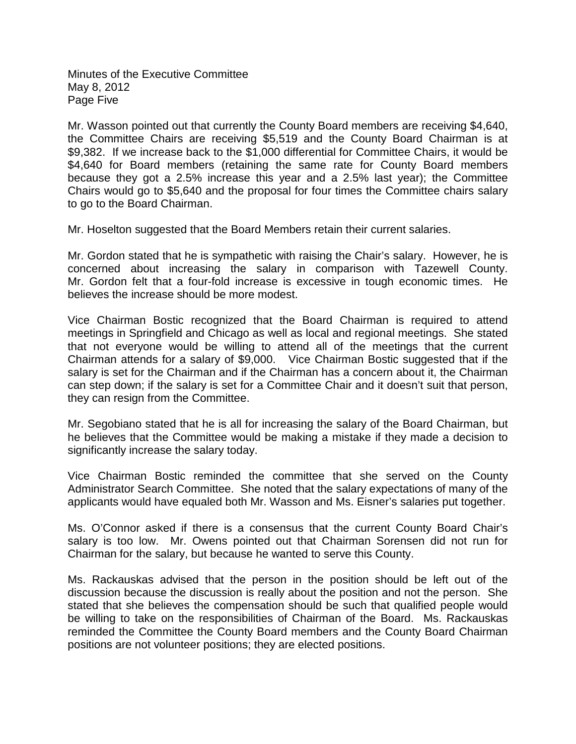Mr. Wasson pointed out that currently the County Board members are receiving $4,640, the Committee Chairs are receiving $5,519 and the County Board Chairman is at $9,382. If we increase back to the $1,000 differential for Committee Chairs, it would be $4,640 for Board members (retaining the same rate for County Board members because they got a 2.5% increase this year and a 2.5% last year); the Committee Chairs would go to $5,640 and the proposal for four times the Committee chairs salary to go to the Board Chairman.

Mr. Hoselton suggested that the Board Members retain their current salaries.

Mr. Gordon stated that he is sympathetic with raising the Chair's salary. However, he is concerned about increasing the salary in comparison with Tazewell County. Mr. Gordon felt that a four-fold increase is excessive in tough economic times. He believes the increase should be more modest.

Vice Chairman Bostic recognized that the Board Chairman is required to attend meetings in Springfield and Chicago as well as local and regional meetings. She stated that not everyone would be willing to attend all of the meetings that the current Chairman attends for a salary of $9,000. Vice Chairman Bostic suggested that if the salary is set for the Chairman and if the Chairman has a concern about it, the Chairman can step down; if the salary is set for a Committee Chair and it doesn't suit that person, they can resign from the Committee.

Mr. Segobiano stated that he is all for increasing the salary of the Board Chairman, but he believes that the Committee would be making a mistake if they made a decision to significantly increase the salary today.

Vice Chairman Bostic reminded the committee that she served on the County Administrator Search Committee. She noted that the salary expectations of many of the applicants would have equaled both Mr. Wasson and Ms. Eisner's salaries put together.

Ms. O'Connor asked if there is a consensus that the current County Board Chair's salary is too low. Mr. Owens pointed out that Chairman Sorensen did not run for Chairman for the salary, but because he wanted to serve this County.

Ms. Rackauskas advised that the person in the position should be left out of the discussion because the discussion is really about the position and not the person. She stated that she believes the compensation should be such that qualified people would be willing to take on the responsibilities of Chairman of the Board. Ms. Rackauskas reminded the Committee the County Board members and the County Board Chairman positions are not volunteer positions; they are elected positions.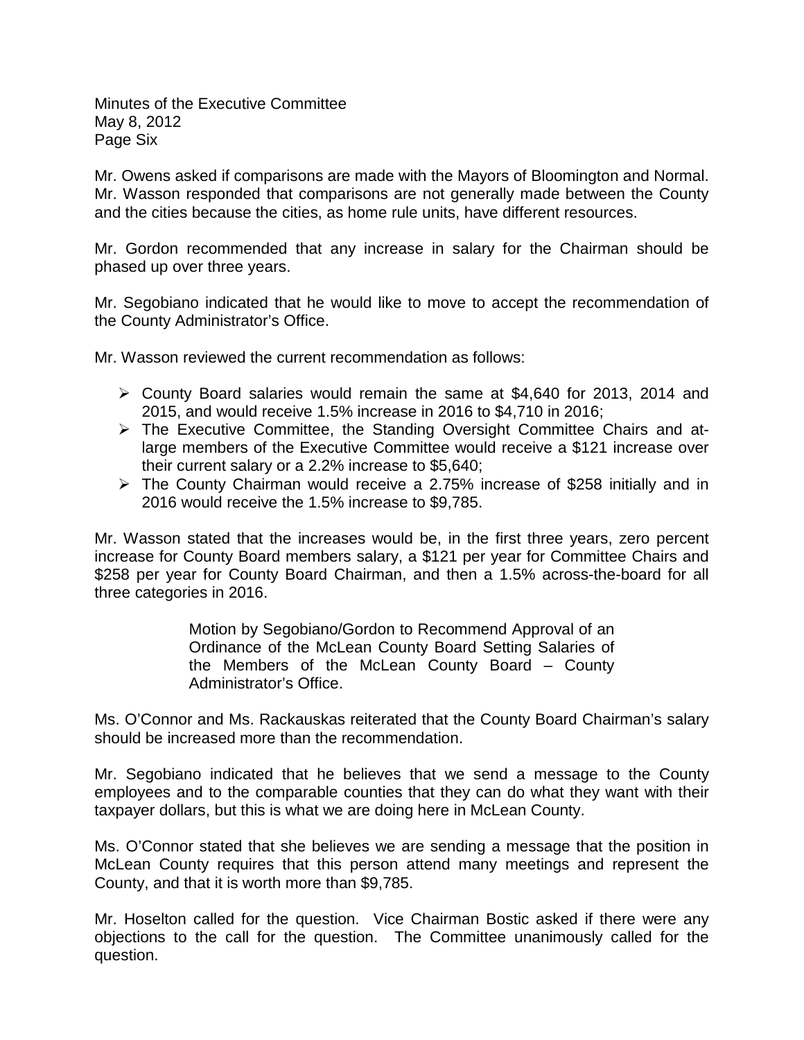Minutes of the Executive Committee
May 8, 2012
Page Six

Mr. Owens asked if comparisons are made with the Mayors of Bloomington and Normal. Mr. Wasson responded that comparisons are not generally made between the County and the cities because the cities, as home rule units, have different resources.

Mr. Gordon recommended that any increase in salary for the Chairman should be phased up over three years.

Mr. Segobiano indicated that he would like to move to accept the recommendation of the County Administrator's Office.

Mr. Wasson reviewed the current recommendation as follows:

- County Board salaries would remain the same at $4,640 for 2013, 2014 and 2015, and would receive 1.5% increase in 2016 to $4,710 in 2016;
- The Executive Committee, the Standing Oversight Committee Chairs and at-large members of the Executive Committee would receive a $121 increase over their current salary or a 2.2% increase to $5,640;
- The County Chairman would receive a 2.75% increase of $258 initially and in 2016 would receive the 1.5% increase to $9,785.

Mr. Wasson stated that the increases would be, in the first three years, zero percent increase for County Board members salary, a $121 per year for Committee Chairs and $258 per year for County Board Chairman, and then a 1.5% across-the-board for all three categories in 2016.

> Motion by Segobiano/Gordon to Recommend Approval of an Ordinance of the McLean County Board Setting Salaries of the Members of the McLean County Board – County Administrator's Office.

Ms. O'Connor and Ms. Rackauskas reiterated that the County Board Chairman's salary should be increased more than the recommendation.

Mr. Segobiano indicated that he believes that we send a message to the County employees and to the comparable counties that they can do what they want with their taxpayer dollars, but this is what we are doing here in McLean County.

Ms. O'Connor stated that she believes we are sending a message that the position in McLean County requires that this person attend many meetings and represent the County, and that it is worth more than $9,785.

Mr. Hoselton called for the question. Vice Chairman Bostic asked if there were any objections to the call for the question. The Committee unanimously called for the question.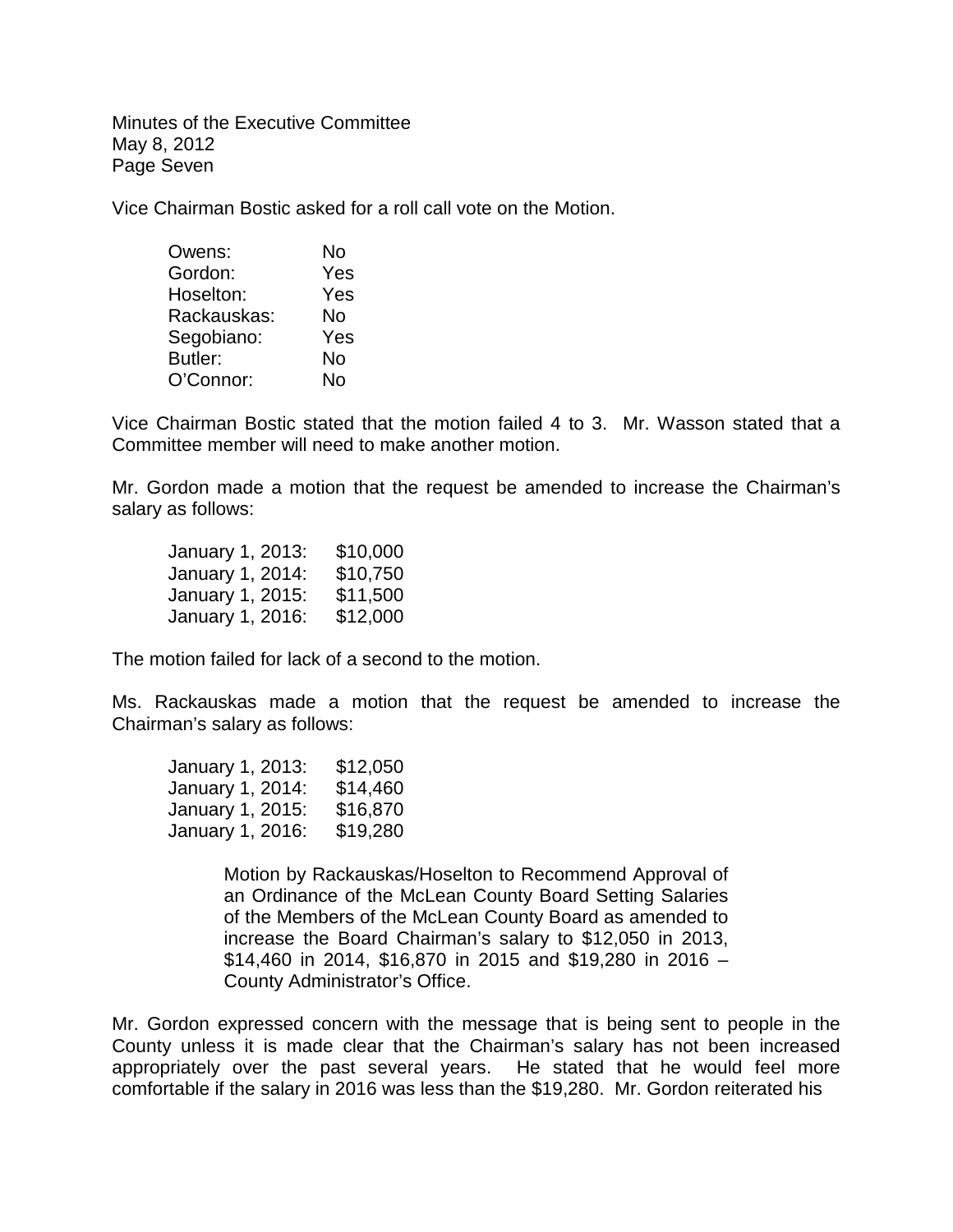Vice Chairman Bostic asked for a roll call vote on the Motion.

| | |
|---|---|
| Owens: | No |
| Gordon: | Yes |
| Hoselton: | Yes |
| Rackauskas: | No |
| Segobiano: | Yes |
| Butler: | No |
| O'Connor: | No |

Vice Chairman Bostic stated that the motion failed 4 to 3. Mr. Wasson stated that a Committee member will need to make another motion.

Mr. Gordon made a motion that the request be amended to increase the Chairman's salary as follows:

| | |
|---|---|
| January 1, 2013: | $10,000 |
| January 1, 2014: | $10,750 |
| January 1, 2015: | $11,500 |
| January 1, 2016: | $12,000 |

The motion failed for lack of a second to the motion.

Ms. Rackauskas made a motion that the request be amended to increase the Chairman's salary as follows:

| | |
|---|---|
| January 1, 2013: | $12,050 |
| January 1, 2014: | $14,460 |
| January 1, 2015: | $16,870 |
| January 1, 2016: | $19,280 |

> Motion by Rackauskas/Hoselton to Recommend Approval of an Ordinance of the McLean County Board Setting Salaries of the Members of the McLean County Board as amended to increase the Board Chairman's salary to $12,050 in 2013, $14,460 in 2014, $16,870 in 2015 and $19,280 in 2016 – County Administrator's Office.

Mr. Gordon expressed concern with the message that is being sent to people in the County unless it is made clear that the Chairman's salary has not been increased appropriately over the past several years. He stated that he would feel more comfortable if the salary in 2016 was less than the $19,280. Mr. Gordon reiterated his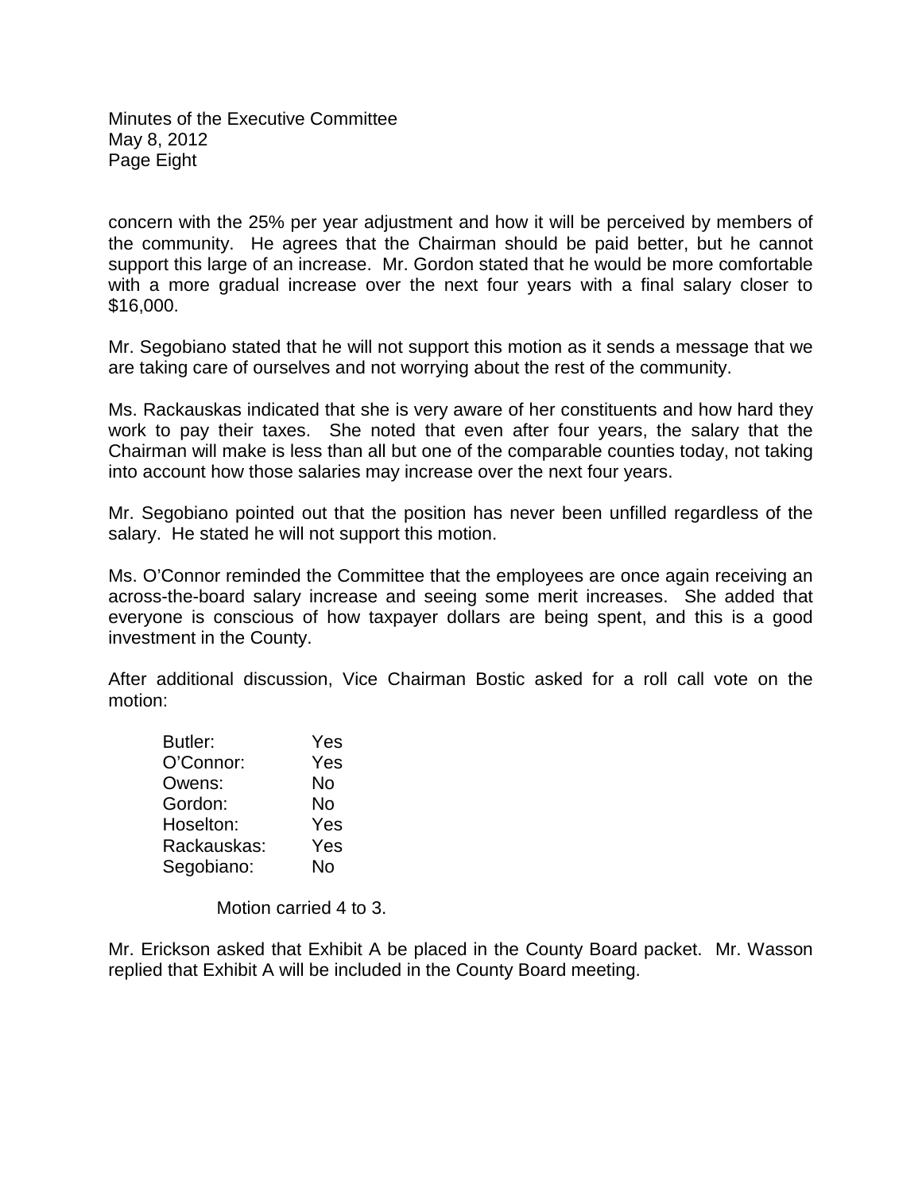concern with the 25% per year adjustment and how it will be perceived by members of the community. He agrees that the Chairman should be paid better, but he cannot support this large of an increase. Mr. Gordon stated that he would be more comfortable with a more gradual increase over the next four years with a final salary closer to $16,000.

Mr. Segobiano stated that he will not support this motion as it sends a message that we are taking care of ourselves and not worrying about the rest of the community.

Ms. Rackauskas indicated that she is very aware of her constituents and how hard they work to pay their taxes. She noted that even after four years, the salary that the Chairman will make is less than all but one of the comparable counties today, not taking into account how those salaries may increase over the next four years.

Mr. Segobiano pointed out that the position has never been unfilled regardless of the salary. He stated he will not support this motion.

Ms. O'Connor reminded the Committee that the employees are once again receiving an across-the-board salary increase and seeing some merit increases. She added that everyone is conscious of how taxpayer dollars are being spent, and this is a good investment in the County.

After additional discussion, Vice Chairman Bostic asked for a roll call vote on the motion:

| | |
|---|---|
| Butler: | Yes |
| O'Connor: | Yes |
| Owens: | No |
| Gordon: | No |
| Hoselton: | Yes |
| Rackauskas: | Yes |
| Segobiano: | No |

Motion carried 4 to 3.

Mr. Erickson asked that Exhibit A be placed in the County Board packet. Mr. Wasson replied that Exhibit A will be included in the County Board meeting.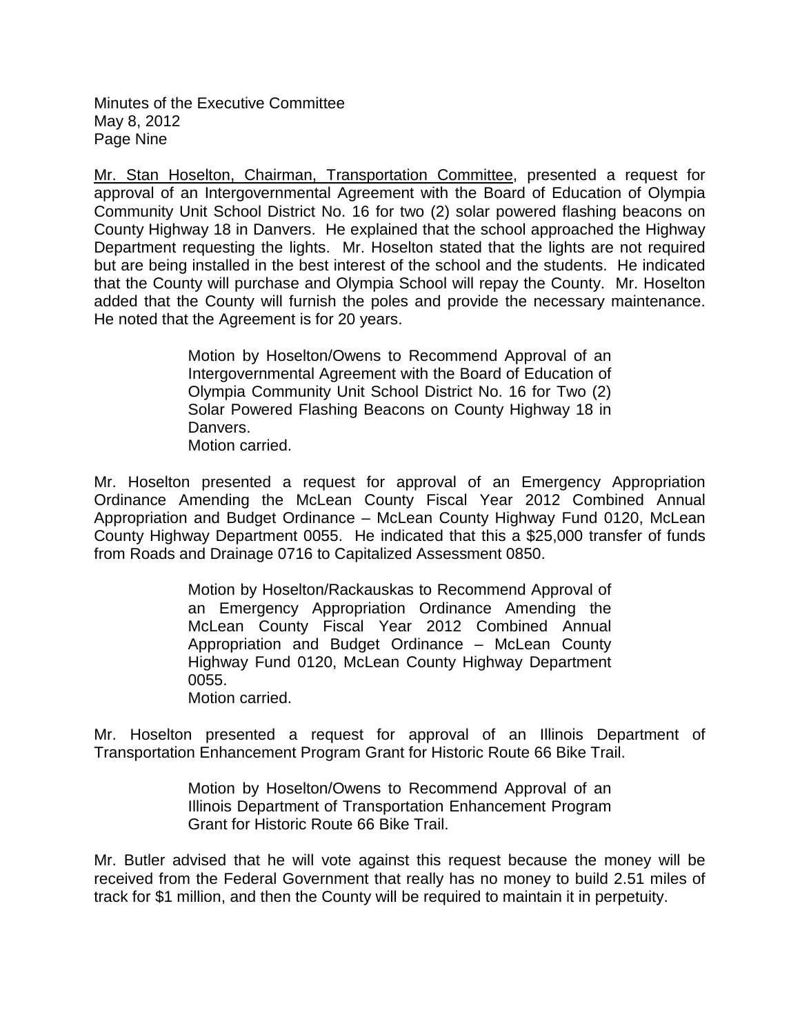<u>Mr. Stan Hoselton, Chairman, Transportation Committee</u>, presented a request for approval of an Intergovernmental Agreement with the Board of Education of Olympia Community Unit School District No. 16 for two (2) solar powered flashing beacons on County Highway 18 in Danvers. He explained that the school approached the Highway Department requesting the lights. Mr. Hoselton stated that the lights are not required but are being installed in the best interest of the school and the students. He indicated that the County will purchase and Olympia School will repay the County. Mr. Hoselton added that the County will furnish the poles and provide the necessary maintenance. He noted that the Agreement is for 20 years.

> Motion by Hoselton/Owens to Recommend Approval of an Intergovernmental Agreement with the Board of Education of Olympia Community Unit School District No. 16 for Two (2) Solar Powered Flashing Beacons on County Highway 18 in Danvers.
> Motion carried.

Mr. Hoselton presented a request for approval of an Emergency Appropriation Ordinance Amending the McLean County Fiscal Year 2012 Combined Annual Appropriation and Budget Ordinance – McLean County Highway Fund 0120, McLean County Highway Department 0055. He indicated that this a $25,000 transfer of funds from Roads and Drainage 0716 to Capitalized Assessment 0850.

> Motion by Hoselton/Rackauskas to Recommend Approval of an Emergency Appropriation Ordinance Amending the McLean County Fiscal Year 2012 Combined Annual Appropriation and Budget Ordinance – McLean County Highway Fund 0120, McLean County Highway Department 0055.
> Motion carried.

Mr. Hoselton presented a request for approval of an Illinois Department of Transportation Enhancement Program Grant for Historic Route 66 Bike Trail.

> Motion by Hoselton/Owens to Recommend Approval of an Illinois Department of Transportation Enhancement Program Grant for Historic Route 66 Bike Trail.

Mr. Butler advised that he will vote against this request because the money will be received from the Federal Government that really has no money to build 2.51 miles of track for $1 million, and then the County will be required to maintain it in perpetuity.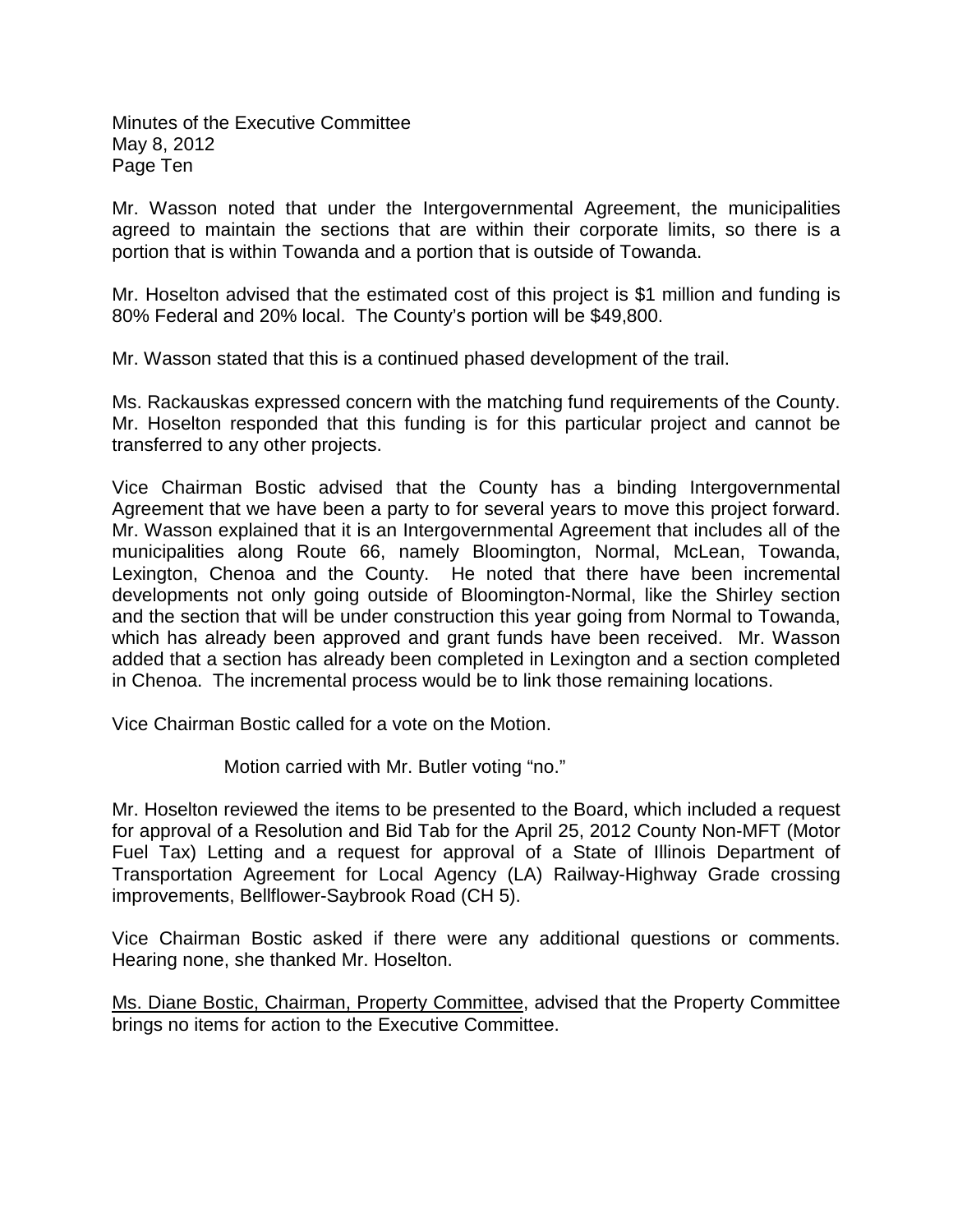Mr. Wasson noted that under the Intergovernmental Agreement, the municipalities agreed to maintain the sections that are within their corporate limits, so there is a portion that is within Towanda and a portion that is outside of Towanda.

Mr. Hoselton advised that the estimated cost of this project is $1 million and funding is 80% Federal and 20% local. The County's portion will be $49,800.

Mr. Wasson stated that this is a continued phased development of the trail.

Ms. Rackauskas expressed concern with the matching fund requirements of the County. Mr. Hoselton responded that this funding is for this particular project and cannot be transferred to any other projects.

Vice Chairman Bostic advised that the County has a binding Intergovernmental Agreement that we have been a party to for several years to move this project forward. Mr. Wasson explained that it is an Intergovernmental Agreement that includes all of the municipalities along Route 66, namely Bloomington, Normal, McLean, Towanda, Lexington, Chenoa and the County. He noted that there have been incremental developments not only going outside of Bloomington-Normal, like the Shirley section and the section that will be under construction this year going from Normal to Towanda, which has already been approved and grant funds have been received. Mr. Wasson added that a section has already been completed in Lexington and a section completed in Chenoa. The incremental process would be to link those remaining locations.

Vice Chairman Bostic called for a vote on the Motion.

Motion carried with Mr. Butler voting "no."

Mr. Hoselton reviewed the items to be presented to the Board, which included a request for approval of a Resolution and Bid Tab for the April 25, 2012 County Non-MFT (Motor Fuel Tax) Letting and a request for approval of a State of Illinois Department of Transportation Agreement for Local Agency (LA) Railway-Highway Grade crossing improvements, Bellflower-Saybrook Road (CH 5).

Vice Chairman Bostic asked if there were any additional questions or comments. Hearing none, she thanked Mr. Hoselton.

<u>Ms. Diane Bostic, Chairman, Property Committee</u>, advised that the Property Committee brings no items for action to the Executive Committee.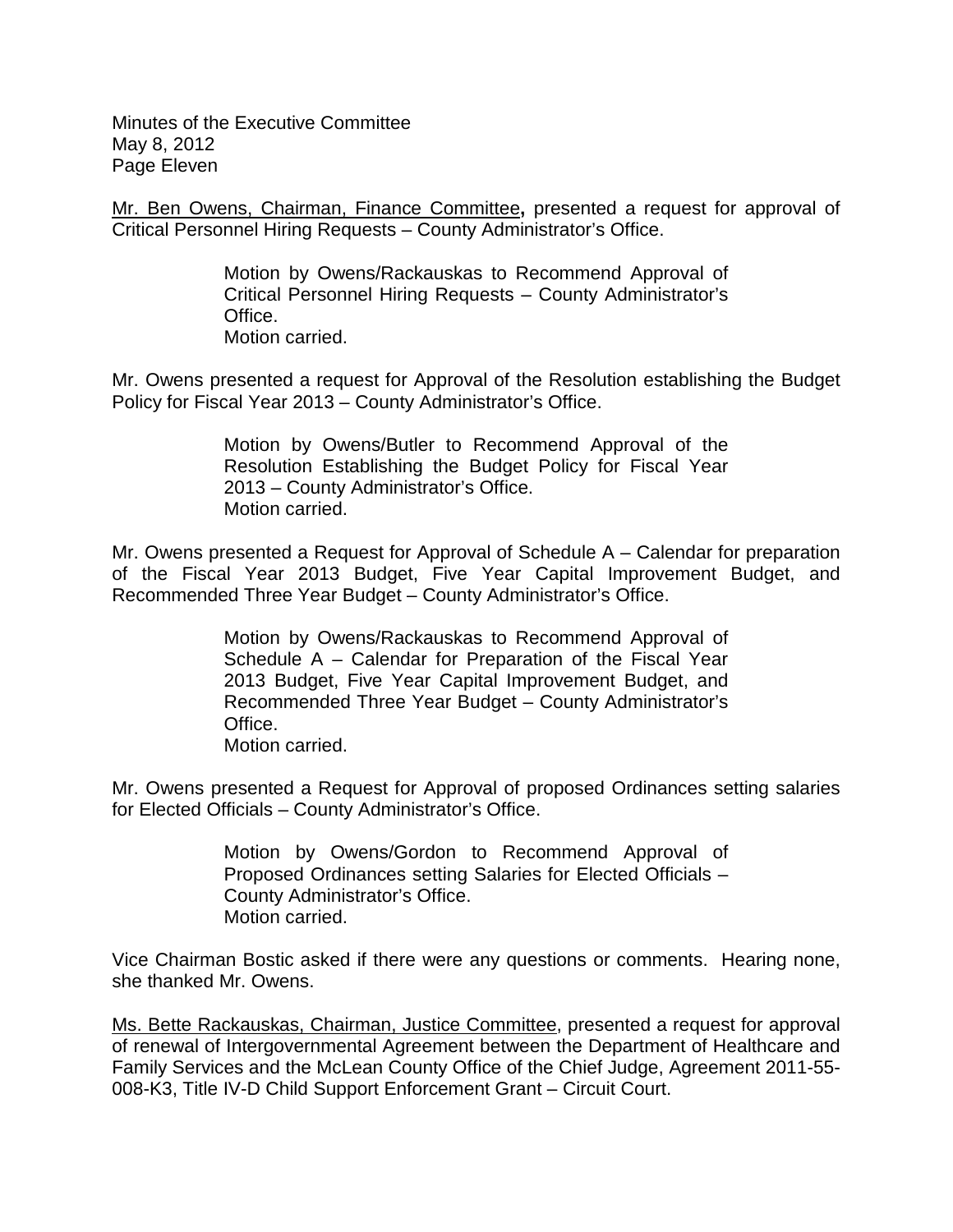Minutes of the Executive Committee
May 8, 2012
Page Eleven

Mr. Ben Owens, Chairman, Finance Committee**,** presented a request for approval of Critical Personnel Hiring Requests – County Administrator's Office.

> Motion by Owens/Rackauskas to Recommend Approval of Critical Personnel Hiring Requests – County Administrator's Office.
> Motion carried.

Mr. Owens presented a request for Approval of the Resolution establishing the Budget Policy for Fiscal Year 2013 – County Administrator's Office.

> Motion by Owens/Butler to Recommend Approval of the Resolution Establishing the Budget Policy for Fiscal Year 2013 – County Administrator's Office.
> Motion carried.

Mr. Owens presented a Request for Approval of Schedule A – Calendar for preparation of the Fiscal Year 2013 Budget, Five Year Capital Improvement Budget, and Recommended Three Year Budget – County Administrator's Office.

> Motion by Owens/Rackauskas to Recommend Approval of Schedule A – Calendar for Preparation of the Fiscal Year 2013 Budget, Five Year Capital Improvement Budget, and Recommended Three Year Budget – County Administrator's Office.
> Motion carried.

Mr. Owens presented a Request for Approval of proposed Ordinances setting salaries for Elected Officials – County Administrator's Office.

> Motion by Owens/Gordon to Recommend Approval of Proposed Ordinances setting Salaries for Elected Officials – County Administrator's Office.
> Motion carried.

Vice Chairman Bostic asked if there were any questions or comments. Hearing none, she thanked Mr. Owens.

Ms. Bette Rackauskas, Chairman, Justice Committee, presented a request for approval of renewal of Intergovernmental Agreement between the Department of Healthcare and Family Services and the McLean County Office of the Chief Judge, Agreement 2011-55-008-K3, Title IV-D Child Support Enforcement Grant – Circuit Court.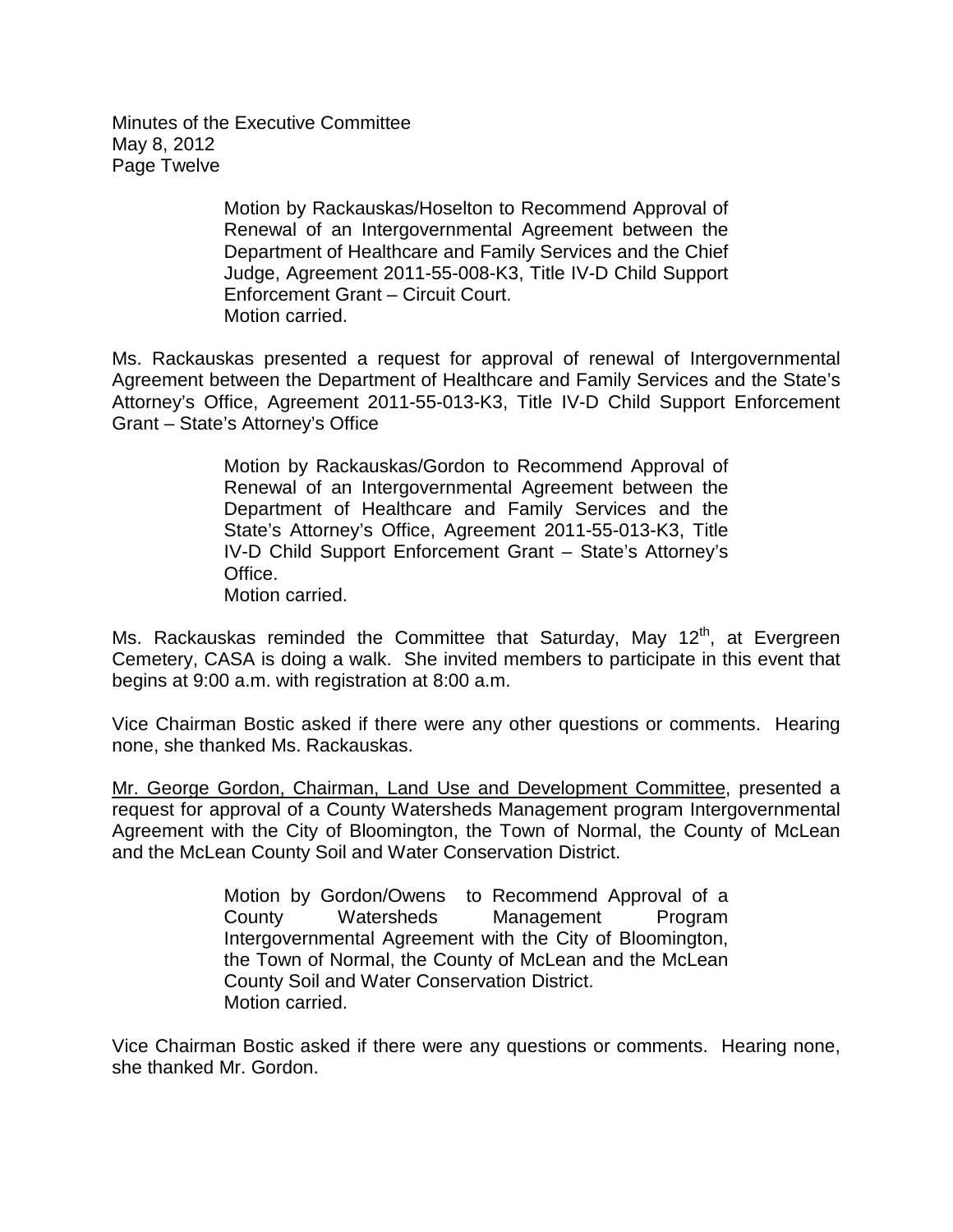Motion by Rackauskas/Hoselton to Recommend Approval of Renewal of an Intergovernmental Agreement between the Department of Healthcare and Family Services and the Chief Judge, Agreement 2011-55-008-K3, Title IV-D Child Support Enforcement Grant – Circuit Court.
Motion carried.

Ms. Rackauskas presented a request for approval of renewal of Intergovernmental Agreement between the Department of Healthcare and Family Services and the State's Attorney's Office, Agreement 2011-55-013-K3, Title IV-D Child Support Enforcement Grant – State's Attorney's Office

> Motion by Rackauskas/Gordon to Recommend Approval of Renewal of an Intergovernmental Agreement between the Department of Healthcare and Family Services and the State's Attorney's Office, Agreement 2011-55-013-K3, Title IV-D Child Support Enforcement Grant – State's Attorney's Office.
> Motion carried.

Ms. Rackauskas reminded the Committee that Saturday, May 12th, at Evergreen Cemetery, CASA is doing a walk. She invited members to participate in this event that begins at 9:00 a.m. with registration at 8:00 a.m.

Vice Chairman Bostic asked if there were any other questions or comments. Hearing none, she thanked Ms. Rackauskas.

Mr. George Gordon, Chairman, Land Use and Development Committee, presented a request for approval of a County Watersheds Management program Intergovernmental Agreement with the City of Bloomington, the Town of Normal, the County of McLean and the McLean County Soil and Water Conservation District.

> Motion by Gordon/Owens to Recommend Approval of a County Watersheds Management Program Intergovernmental Agreement with the City of Bloomington, the Town of Normal, the County of McLean and the McLean County Soil and Water Conservation District.
> Motion carried.

Vice Chairman Bostic asked if there were any questions or comments. Hearing none, she thanked Mr. Gordon.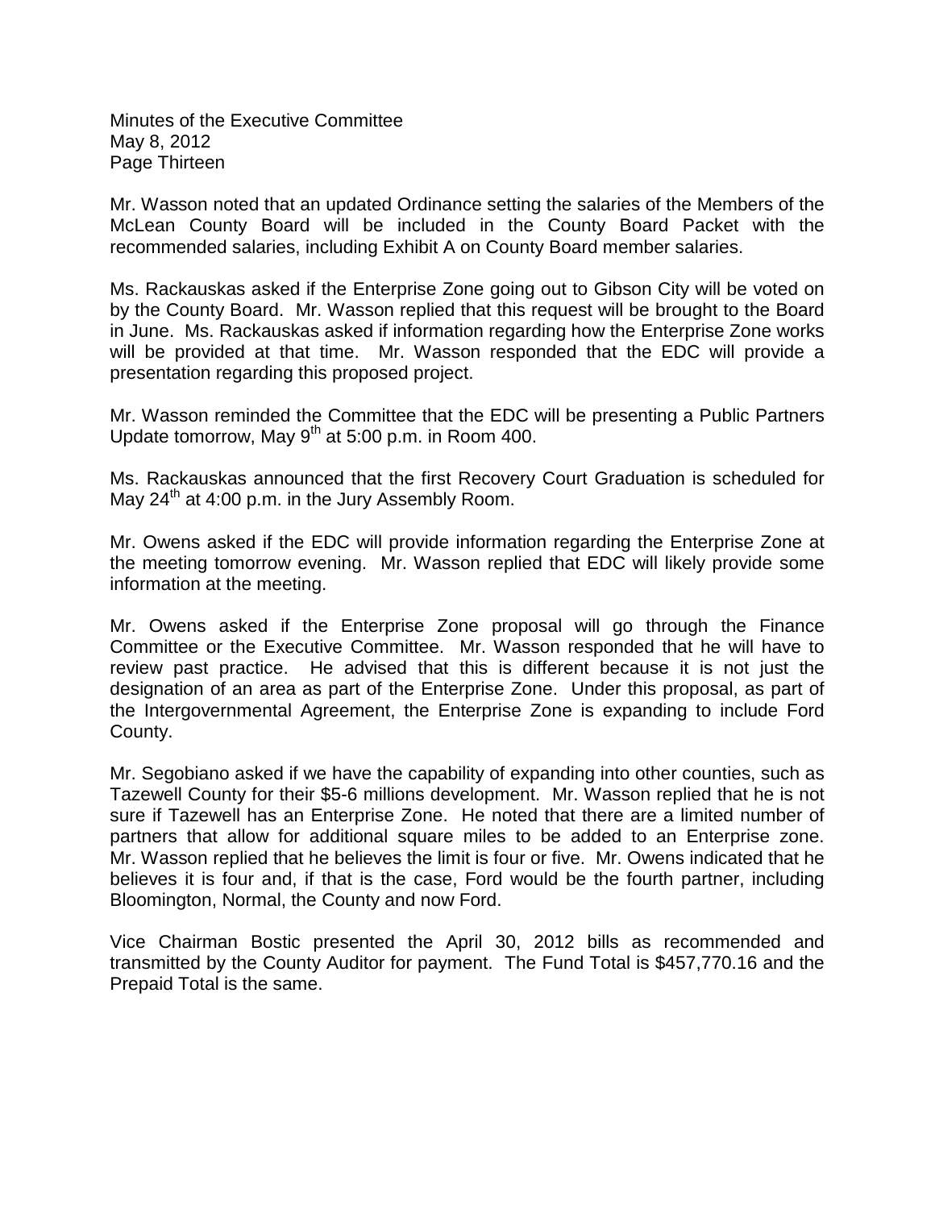Minutes of the Executive Committee
May 8, 2012
Page Thirteen

Mr. Wasson noted that an updated Ordinance setting the salaries of the Members of the McLean County Board will be included in the County Board Packet with the recommended salaries, including Exhibit A on County Board member salaries.

Ms. Rackauskas asked if the Enterprise Zone going out to Gibson City will be voted on by the County Board. Mr. Wasson replied that this request will be brought to the Board in June. Ms. Rackauskas asked if information regarding how the Enterprise Zone works will be provided at that time. Mr. Wasson responded that the EDC will provide a presentation regarding this proposed project.

Mr. Wasson reminded the Committee that the EDC will be presenting a Public Partners Update tomorrow, May 9th at 5:00 p.m. in Room 400.

Ms. Rackauskas announced that the first Recovery Court Graduation is scheduled for May 24th at 4:00 p.m. in the Jury Assembly Room.

Mr. Owens asked if the EDC will provide information regarding the Enterprise Zone at the meeting tomorrow evening. Mr. Wasson replied that EDC will likely provide some information at the meeting.

Mr. Owens asked if the Enterprise Zone proposal will go through the Finance Committee or the Executive Committee. Mr. Wasson responded that he will have to review past practice. He advised that this is different because it is not just the designation of an area as part of the Enterprise Zone. Under this proposal, as part of the Intergovernmental Agreement, the Enterprise Zone is expanding to include Ford County.

Mr. Segobiano asked if we have the capability of expanding into other counties, such as Tazewell County for their $5-6 millions development. Mr. Wasson replied that he is not sure if Tazewell has an Enterprise Zone. He noted that there are a limited number of partners that allow for additional square miles to be added to an Enterprise zone. Mr. Wasson replied that he believes the limit is four or five. Mr. Owens indicated that he believes it is four and, if that is the case, Ford would be the fourth partner, including Bloomington, Normal, the County and now Ford.

Vice Chairman Bostic presented the April 30, 2012 bills as recommended and transmitted by the County Auditor for payment. The Fund Total is $457,770.16 and the Prepaid Total is the same.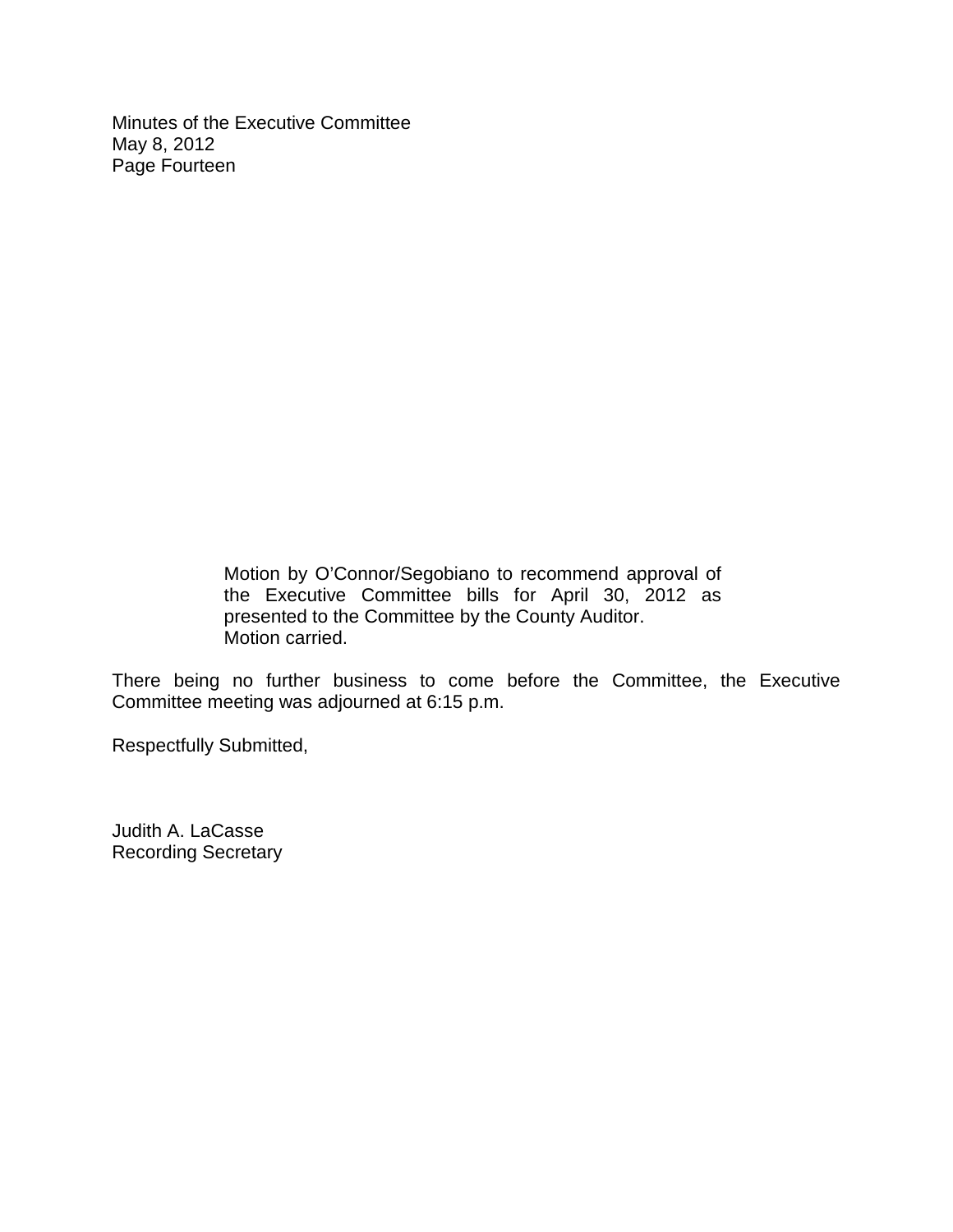Motion by O'Connor/Segobiano to recommend approval of the Executive Committee bills for April 30, 2012 as presented to the Committee by the County Auditor.
Motion carried.

There being no further business to come before the Committee, the Executive Committee meeting was adjourned at 6:15 p.m.

Respectfully Submitted,

Judith A. LaCasse
Recording Secretary